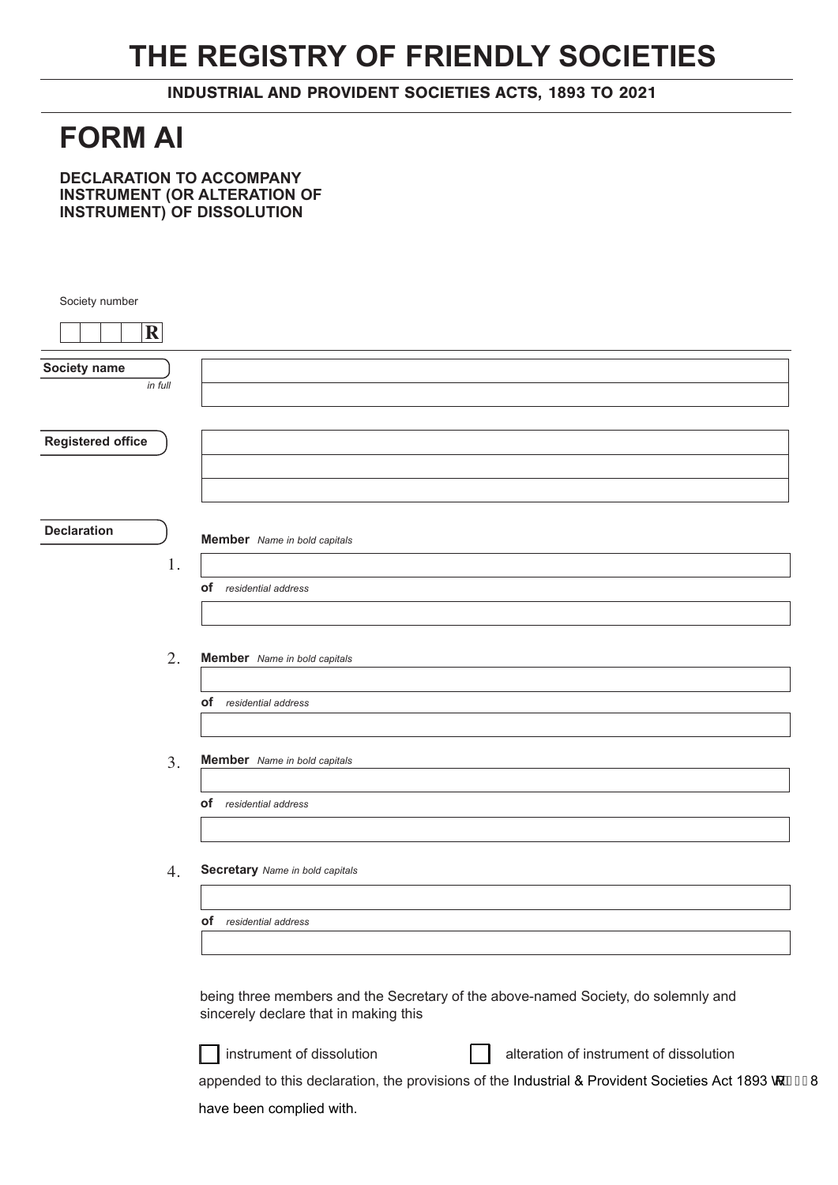# THE REGISTRY OF FRIENDLY SOCIETIES

**INDUSTRIAL AND PROVIDENT SOCIETIES ACTS, 1893 TO 2021**

# FORM AI

**DECLARATION TO ACCOMPANY INSTRUMENT (OR ALTERATION OF INSTRUMENT) OF DISSOLUTION**

Society number

| | | | | R |
|---|---|---|---|---|

**Society name** *in full*

**Registered office**

**Declaration**

1. **Member** *Name in bold capitals*

   **of** *residential address*

2. **Member** *Name in bold capitals*

   **of** *residential address*

3. **Member** *Name in bold capitals*

   **of** *residential address*

4. **Secretary** *Name in bold capitals*

   **of** *residential address*

being three members and the Secretary of the above-named Society, do solemnly and sincerely declare that in making this

☐ instrument of dissolution ☐ alteration of instrument of dissolution

appended to this declaration, the provisions of the Industrial & Provident Societies Act 1893 s.58 have been complied with.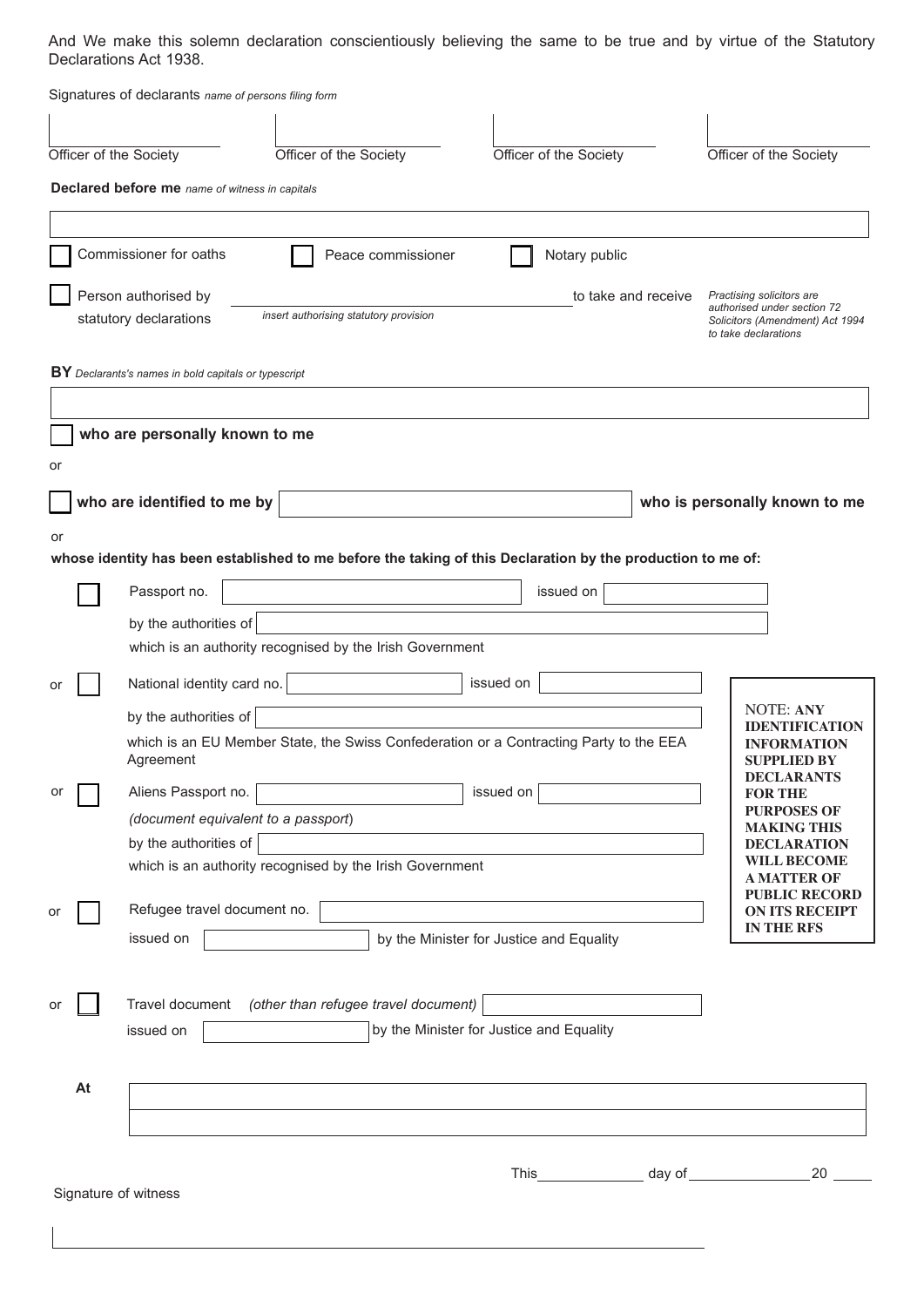And We make this solemn declaration conscientiously believing the same to be true and by virtue of the Statutory Declarations Act 1938.

Signatures of declarants *name of persons filing form*

| | | | |
|---|---|---|---|
| Officer of the Society | Officer of the Society | Officer of the Society | Officer of the Society |

**Declared before me** *name of witness in capitals*

☐ Commissioner for oaths ☐ Peace commissioner ☐ Notary public

☐ Person authorised by statutory declarations ______________________ *insert authorising statutory provision* to take and receive

*Practising solicitors are authorised under section 72 Solicitors (Amendment) Act 1994 to take declarations*

**BY** *Declarants's names in bold capitals or typescript*

☐ **who are personally known to me**

or

☐ **who are identified to me by** ______________________ **who is personally known to me**

or

**whose identity has been established to me before the taking of this Declaration by the production to me of:**

☐ Passport no. ______________ issued on ______________
by the authorities of ______________
which is an authority recognised by the Irish Government

or ☐ National identity card no. ______________ issued on ______________
by the authorities of ______________
which is an EU Member State, the Swiss Confederation or a Contracting Party to the EEA Agreement

or ☐ Aliens Passport no. ______________ issued on ______________
*(document equivalent to a passport)*
by the authorities of ______________
which is an authority recognised by the Irish Government

or ☐ Refugee travel document no. ______________
issued on ______________ by the Minister for Justice and Equality

or ☐ Travel document *(other than refugee travel document)* ______________
issued on ______________ by the Minister for Justice and Equality

NOTE: **ANY IDENTIFICATION INFORMATION SUPPLIED BY DECLARANTS FOR THE PURPOSES OF MAKING THIS DECLARATION WILL BECOME A MATTER OF PUBLIC RECORD ON ITS RECEIPT IN THE RFS**

**At** ______________

This ______________ day of ______________ 20 _____

Signature of witness